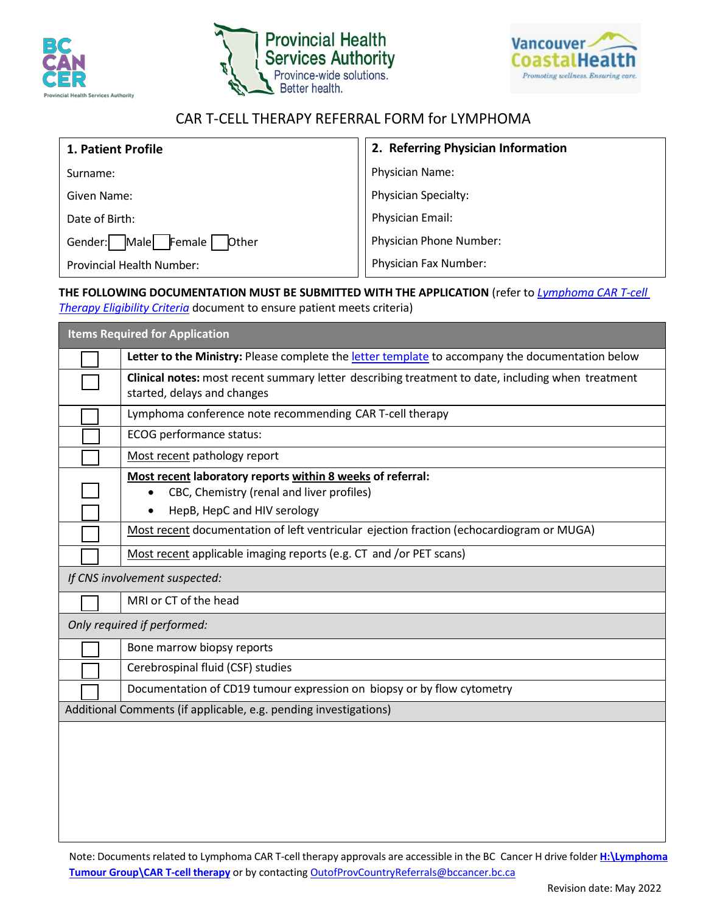# CAR T-CELL THERAPY REFERRAL FORM for LYMPHOMA

| 1. Patient Profile | 2. Referring Physician Information |
|---|---|
| Surname: | Physician Name: |
| Given Name: | Physician Specialty: |
| Date of Birth: | Physician Email: |
| Gender: ☐ Male ☐ Female ☐ Other | Physician Phone Number: |
| Provincial Health Number: | Physician Fax Number: |

**THE FOLLOWING DOCUMENTATION MUST BE SUBMITTED WITH THE APPLICATION** (refer to *Lymphoma CAR T-cell Therapy Eligibility Criteria* document to ensure patient meets criteria)

| Items Required for Application | |
|---|---|
| ☐ | **Letter to the Ministry:** Please complete the letter template to accompany the documentation below |
| ☐ | **Clinical notes:** most recent summary letter describing treatment to date, including when treatment started, delays and changes |
| ☐ | Lymphoma conference note recommending CAR T-cell therapy |
| ☐ | ECOG performance status: |
| ☐ | Most recent pathology report |
| | **Most recent laboratory reports within 8 weeks of referral:** |
| ☐ | • CBC, Chemistry (renal and liver profiles) |
| ☐ | • HepB, HepC and HIV serology |
| ☐ | Most recent documentation of left ventricular ejection fraction (echocardiogram or MUGA) |
| ☐ | Most recent applicable imaging reports (e.g. CT and /or PET scans) |
| *If CNS involvement suspected:* | |
| ☐ | MRI or CT of the head |
| *Only required if performed:* | |
| ☐ | Bone marrow biopsy reports |
| ☐ | Cerebrospinal fluid (CSF) studies |
| ☐ | Documentation of CD19 tumour expression on biopsy or by flow cytometry |
| Additional Comments (if applicable, e.g. pending investigations) | |
| | |

Note: Documents related to Lymphoma CAR T-cell therapy approvals are accessible in the BC Cancer H drive folder **H:\Lymphoma Tumour Group\CAR T-cell therapy** or by contacting OutofProvCountryReferrals@bccancer.bc.ca

Revision date: May 2022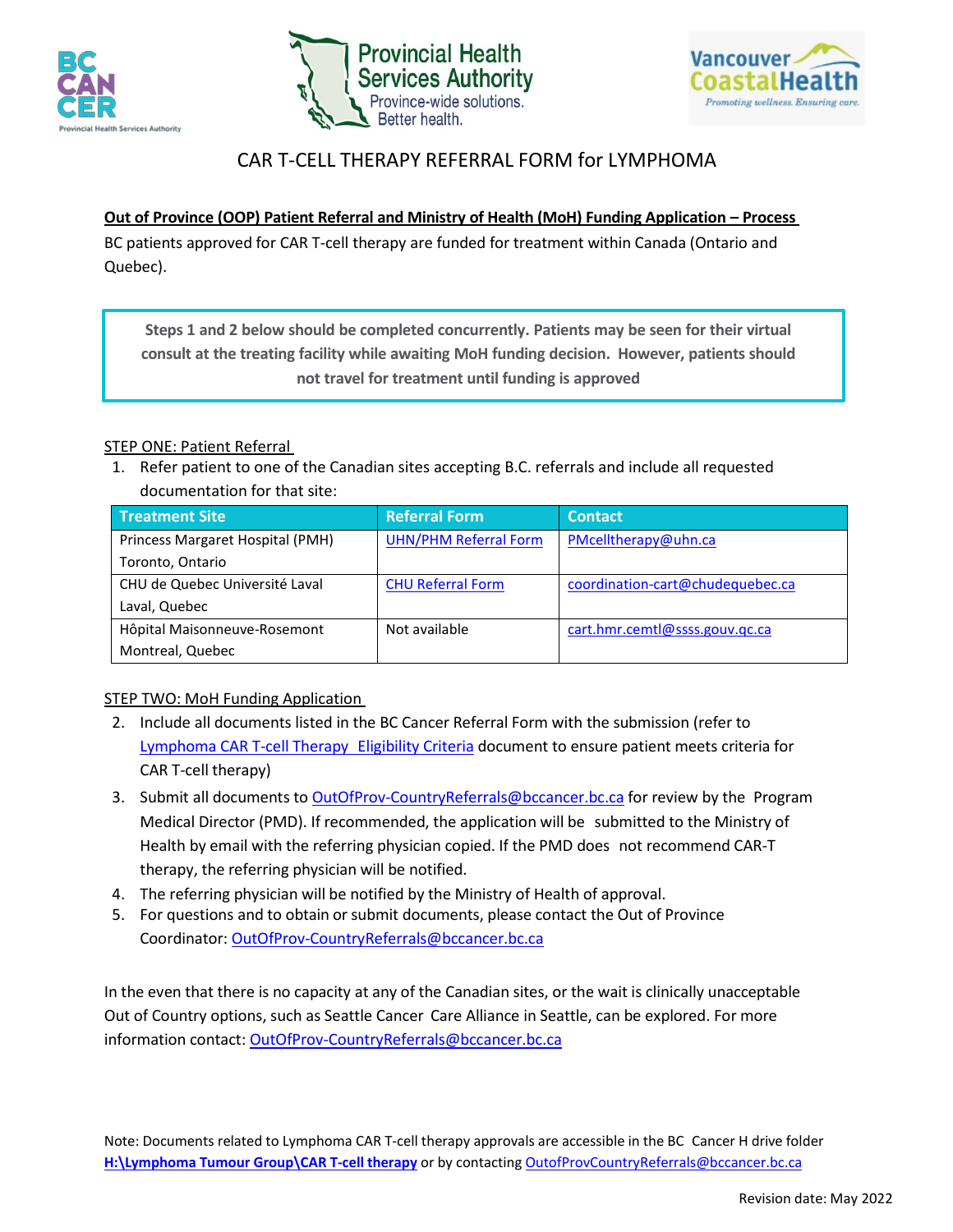# CAR T-CELL THERAPY REFERRAL FORM for LYMPHOMA

**Out of Province (OOP) Patient Referral and Ministry of Health (MoH) Funding Application – Process**

BC patients approved for CAR T-cell therapy are funded for treatment within Canada (Ontario and Quebec).

> **Steps 1 and 2 below should be completed concurrently. Patients may be seen for their virtual consult at the treating facility while awaiting MoH funding decision. However, patients should not travel for treatment until funding is approved**

STEP ONE: Patient Referral

1. Refer patient to one of the Canadian sites accepting B.C. referrals and include all requested documentation for that site:

| Treatment Site | Referral Form | Contact |
|---|---|---|
| Princess Margaret Hospital (PMH) Toronto, Ontario | UHN/PHM Referral Form | PMcelltherapy@uhn.ca |
| CHU de Quebec Université Laval Laval, Quebec | CHU Referral Form | coordination-cart@chudequebec.ca |
| Hôpital Maisonneuve-Rosemont Montreal, Quebec | Not available | cart.hmr.cemtl@ssss.gouv.qc.ca |

STEP TWO: MoH Funding Application

2. Include all documents listed in the BC Cancer Referral Form with the submission (refer to Lymphoma CAR T-cell Therapy Eligibility Criteria document to ensure patient meets criteria for CAR T-cell therapy)
3. Submit all documents to OutOfProv-CountryReferrals@bccancer.bc.ca for review by the Program Medical Director (PMD). If recommended, the application will be submitted to the Ministry of Health by email with the referring physician copied. If the PMD does not recommend CAR-T therapy, the referring physician will be notified.
4. The referring physician will be notified by the Ministry of Health of approval.
5. For questions and to obtain or submit documents, please contact the Out of Province Coordinator: OutOfProv-CountryReferrals@bccancer.bc.ca

In the even that there is no capacity at any of the Canadian sites, or the wait is clinically unacceptable Out of Country options, such as Seattle Cancer Care Alliance in Seattle, can be explored. For more information contact: OutOfProv-CountryReferrals@bccancer.bc.ca

Note: Documents related to Lymphoma CAR T-cell therapy approvals are accessible in the BC Cancer H drive folder **H:\Lymphoma Tumour Group\CAR T-cell therapy** or by contacting OutofProvCountryReferrals@bccancer.bc.ca

Revision date: May 2022